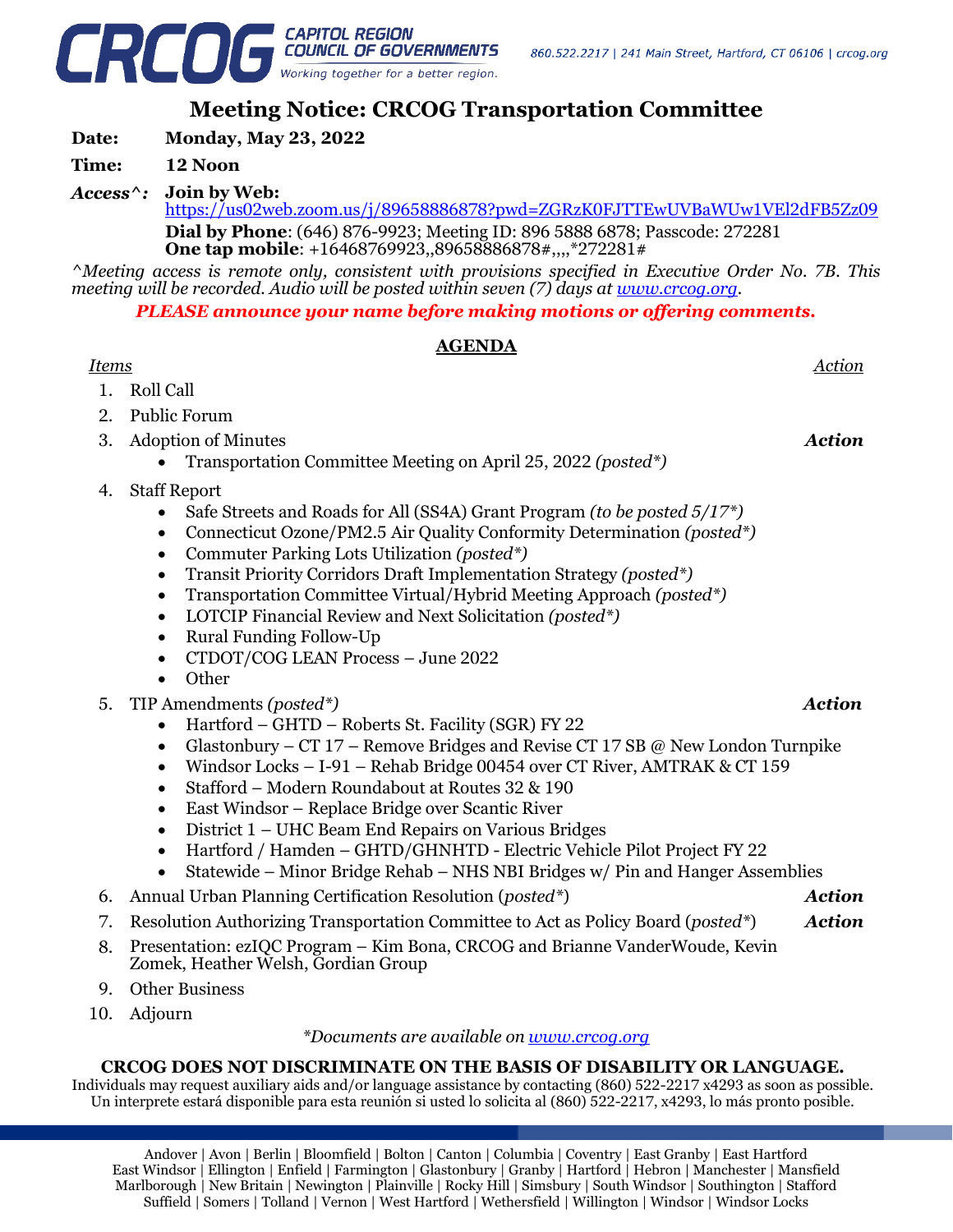CRCOG CAPITOL REGION COUNCIL OF GOVERNMENTS
*Working together for a better region.*

860.522.2217 | 241 Main Street, Hartford, CT 06106 | crcog.org

# Meeting Notice: CRCOG Transportation Committee

**Date:** **Monday, May 23, 2022**

**Time:** **12 Noon**

***Access^:*** **Join by Web:**
https://us02web.zoom.us/j/89658886878?pwd=ZGRzK0FJTTEwUVBaWUw1VEl2dFB5Zz09
**Dial by Phone**: (646) 876-9923; Meeting ID: 896 5888 6878; Passcode: 272281
**One tap mobile**: +16468769923,,89658886878#,,,,*272281#

*^Meeting access is remote only, consistent with provisions specified in Executive Order No. 7B. This meeting will be recorded. Audio will be posted within seven (7) days at www.crcog.org.*

***PLEASE announce your name before making motions or offering comments.***

## AGENDA

| *Items* | *Action* |
|---|---|
| 1. Roll Call | |
| 2. Public Forum | |
| 3. Adoption of Minutes<br>• Transportation Committee Meeting on April 25, 2022 *(posted*)* | ***Action*** |
| 4. Staff Report<br>• Safe Streets and Roads for All (SS4A) Grant Program *(to be posted 5/17*)*<br>• Connecticut Ozone/PM2.5 Air Quality Conformity Determination *(posted*)*<br>• Commuter Parking Lots Utilization *(posted*)*<br>• Transit Priority Corridors Draft Implementation Strategy *(posted*)*<br>• Transportation Committee Virtual/Hybrid Meeting Approach *(posted*)*<br>• LOTCIP Financial Review and Next Solicitation *(posted*)*<br>• Rural Funding Follow-Up<br>• CTDOT/COG LEAN Process – June 2022<br>• Other | |
| 5. TIP Amendments *(posted*)*<br>• Hartford – GHTD – Roberts St. Facility (SGR) FY 22<br>• Glastonbury – CT 17 – Remove Bridges and Revise CT 17 SB @ New London Turnpike<br>• Windsor Locks – I-91 – Rehab Bridge 00454 over CT River, AMTRAK & CT 159<br>• Stafford – Modern Roundabout at Routes 32 & 190<br>• East Windsor – Replace Bridge over Scantic River<br>• District 1 – UHC Beam End Repairs on Various Bridges<br>• Hartford / Hamden – GHTD/GHNHTD - Electric Vehicle Pilot Project FY 22<br>• Statewide – Minor Bridge Rehab – NHS NBI Bridges w/ Pin and Hanger Assemblies | ***Action*** |
| 6. Annual Urban Planning Certification Resolution (*posted**) | ***Action*** |
| 7. Resolution Authorizing Transportation Committee to Act as Policy Board (*posted**) | ***Action*** |
| 8. Presentation: ezIQC Program – Kim Bona, CRCOG and Brianne VanderWoude, Kevin Zomek, Heather Welsh, Gordian Group | |
| 9. Other Business | |
| 10. Adjourn | |

**Documents are available on www.crcog.org*

**CRCOG DOES NOT DISCRIMINATE ON THE BASIS OF DISABILITY OR LANGUAGE.**
Individuals may request auxiliary aids and/or language assistance by contacting (860) 522-2217 x4293 as soon as possible.
Un interprete estará disponible para esta reunión si usted lo solicita al (860) 522-2217, x4293, lo más pronto posible.

Andover | Avon | Berlin | Bloomfield | Bolton | Canton | Columbia | Coventry | East Granby | East Hartford
East Windsor | Ellington | Enfield | Farmington | Glastonbury | Granby | Hartford | Hebron | Manchester | Mansfield
Marlborough | New Britain | Newington | Plainville | Rocky Hill | Simsbury | South Windsor | Southington | Stafford
Suffield | Somers | Tolland | Vernon | West Hartford | Wethersfield | Willington | Windsor | Windsor Locks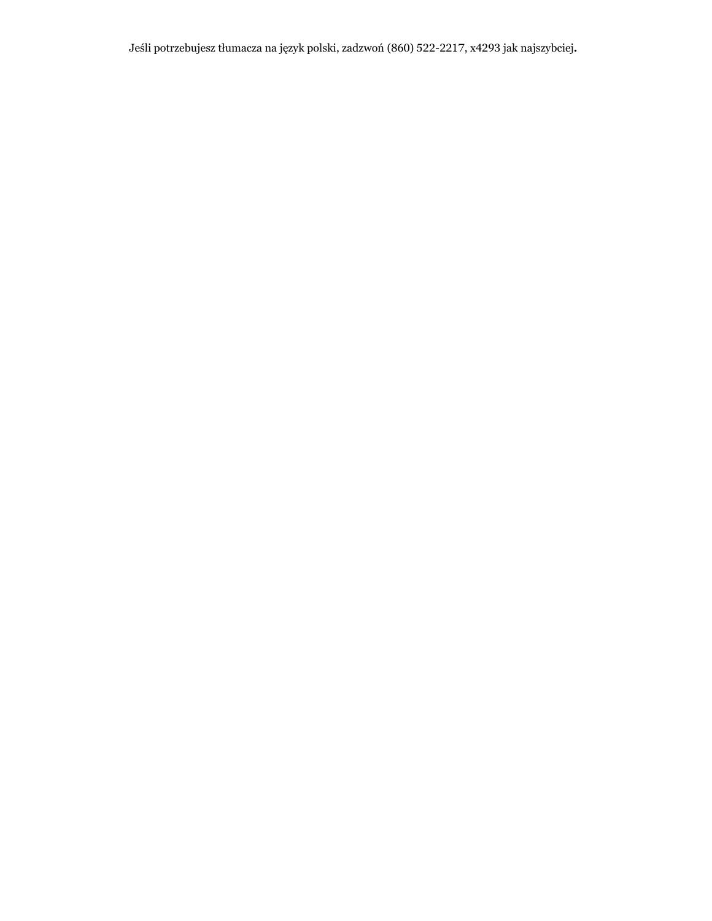Jeśli potrzebujesz tłumacza na język polski, zadzwoń (860) 522-2217, x4293 jak najszybciej.